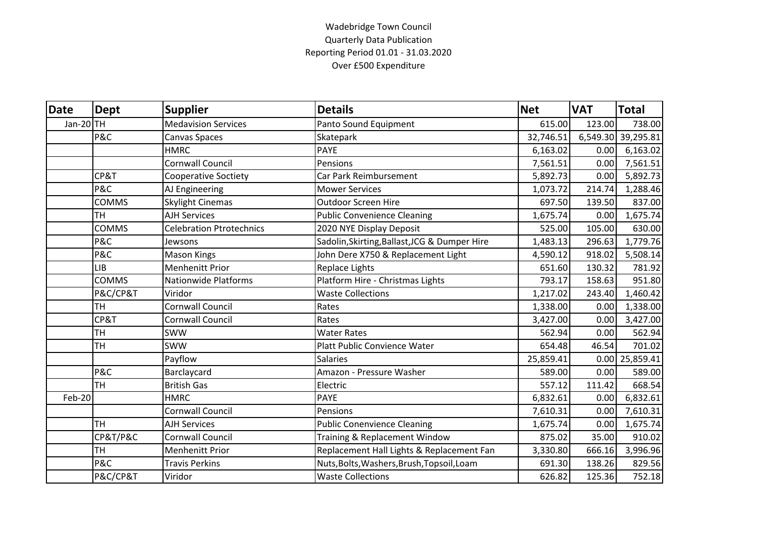Wadebridge Town Council
Quarterly Data Publication
Reporting Period 01.01 - 31.03.2020
Over £500 Expenditure

| Date | Dept | Supplier | Details | Net | VAT | Total |
|---|---|---|---|---|---|---|
| Jan-20 | TH | Medavision Services | Panto Sound Equipment | 615.00 | 123.00 | 738.00 |
| | P&C | Canvas Spaces | Skatepark | 32,746.51 | 6,549.30 | 39,295.81 |
| | | HMRC | PAYE | 6,163.02 | 0.00 | 6,163.02 |
| | | Cornwall Council | Pensions | 7,561.51 | 0.00 | 7,561.51 |
| | CP&T | Cooperative Soctiety | Car Park Reimbursement | 5,892.73 | 0.00 | 5,892.73 |
| | P&C | AJ Engineering | Mower Services | 1,073.72 | 214.74 | 1,288.46 |
| | COMMS | Skylight Cinemas | Outdoor Screen Hire | 697.50 | 139.50 | 837.00 |
| | TH | AJH Services | Public Convenience Cleaning | 1,675.74 | 0.00 | 1,675.74 |
| | COMMS | Celebration Ptrotechnics | 2020 NYE Display Deposit | 525.00 | 105.00 | 630.00 |
| | P&C | Jewsons | Sadolin,Skirting,Ballast,JCG & Dumper Hire | 1,483.13 | 296.63 | 1,779.76 |
| | P&C | Mason Kings | John Dere X750 & Replacement Light | 4,590.12 | 918.02 | 5,508.14 |
| | LIB | Menhenitt Prior | Replace Lights | 651.60 | 130.32 | 781.92 |
| | COMMS | Nationwide Platforms | Platform Hire - Christmas Lights | 793.17 | 158.63 | 951.80 |
| | P&C/CP&T | Viridor | Waste Collections | 1,217.02 | 243.40 | 1,460.42 |
| | TH | Cornwall Council | Rates | 1,338.00 | 0.00 | 1,338.00 |
| | CP&T | Cornwall Council | Rates | 3,427.00 | 0.00 | 3,427.00 |
| | TH | SWW | Water Rates | 562.94 | 0.00 | 562.94 |
| | TH | SWW | Platt Public Convience Water | 654.48 | 46.54 | 701.02 |
| | | Payflow | Salaries | 25,859.41 | 0.00 | 25,859.41 |
| | P&C | Barclaycard | Amazon - Pressure Washer | 589.00 | 0.00 | 589.00 |
| | TH | British Gas | Electric | 557.12 | 111.42 | 668.54 |
| Feb-20 | | HMRC | PAYE | 6,832.61 | 0.00 | 6,832.61 |
| | | Cornwall Council | Pensions | 7,610.31 | 0.00 | 7,610.31 |
| | TH | AJH Services | Public Conenvience Cleaning | 1,675.74 | 0.00 | 1,675.74 |
| | CP&T/P&C | Cornwall Council | Training & Replacement Window | 875.02 | 35.00 | 910.02 |
| | TH | Menhenitt Prior | Replacement Hall Lights & Replacement Fan | 3,330.80 | 666.16 | 3,996.96 |
| | P&C | Travis Perkins | Nuts,Bolts,Washers,Brush,Topsoil,Loam | 691.30 | 138.26 | 829.56 |
| | P&C/CP&T | Viridor | Waste Collections | 626.82 | 125.36 | 752.18 |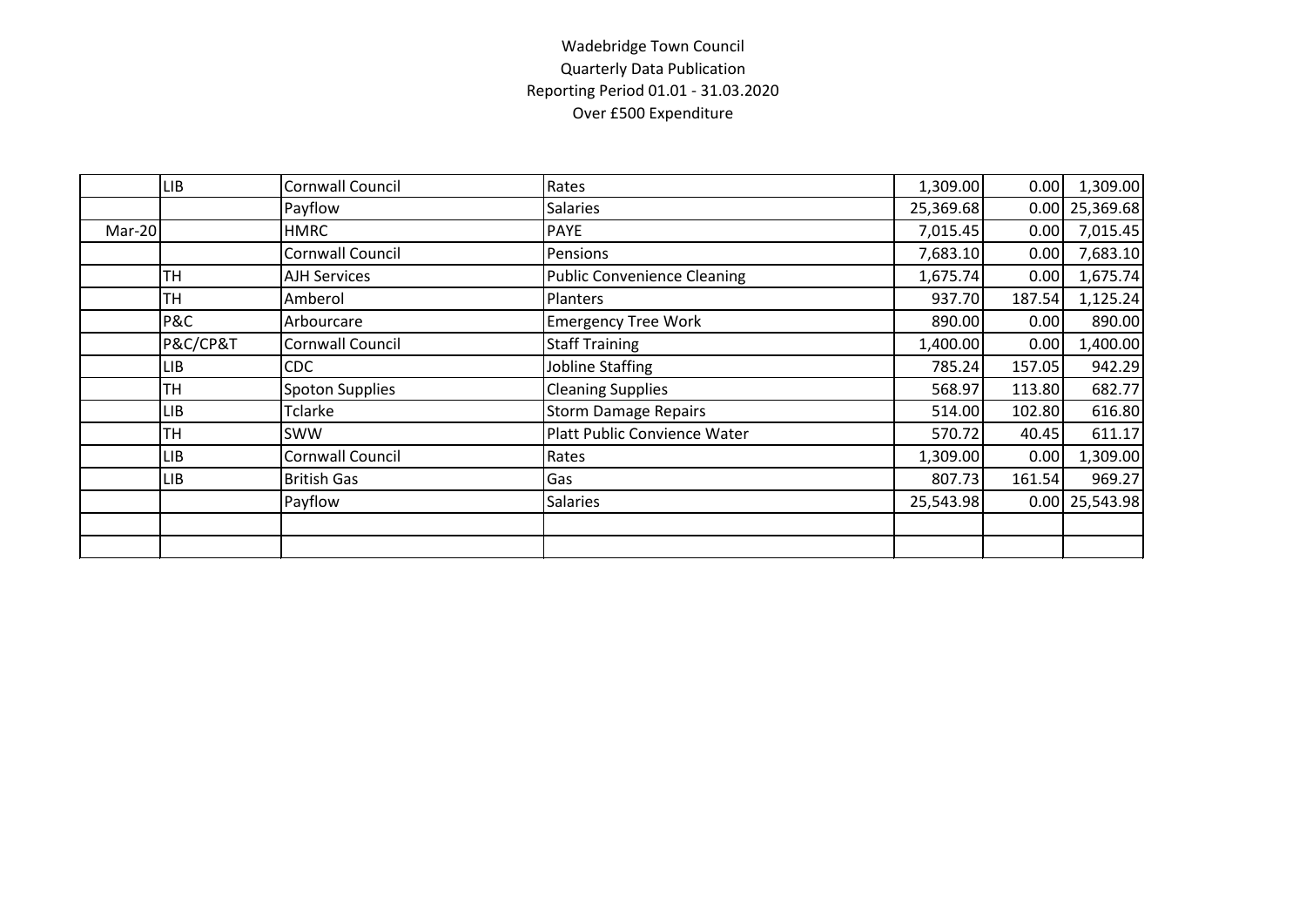Wadebridge Town Council
Quarterly Data Publication
Reporting Period 01.01 - 31.03.2020
Over £500 Expenditure

| | | | | | | |
|---|---|---|---|---|---|---|
| | LIB | Cornwall Council | Rates | 1,309.00 | 0.00 | 1,309.00 |
| | | Payflow | Salaries | 25,369.68 | 0.00 | 25,369.68 |
| Mar-20 | | HMRC | PAYE | 7,015.45 | 0.00 | 7,015.45 |
| | | Cornwall Council | Pensions | 7,683.10 | 0.00 | 7,683.10 |
| | TH | AJH Services | Public Convenience Cleaning | 1,675.74 | 0.00 | 1,675.74 |
| | TH | Amberol | Planters | 937.70 | 187.54 | 1,125.24 |
| | P&C | Arbourcare | Emergency Tree Work | 890.00 | 0.00 | 890.00 |
| | P&C/CP&T | Cornwall Council | Staff Training | 1,400.00 | 0.00 | 1,400.00 |
| | LIB | CDC | Jobline Staffing | 785.24 | 157.05 | 942.29 |
| | TH | Spoton Supplies | Cleaning Supplies | 568.97 | 113.80 | 682.77 |
| | LIB | Tclarke | Storm Damage Repairs | 514.00 | 102.80 | 616.80 |
| | TH | SWW | Platt Public Convience Water | 570.72 | 40.45 | 611.17 |
| | LIB | Cornwall Council | Rates | 1,309.00 | 0.00 | 1,309.00 |
| | LIB | British Gas | Gas | 807.73 | 161.54 | 969.27 |
| | | Payflow | Salaries | 25,543.98 | 0.00 | 25,543.98 |
| | | | | | | |
| | | | | | | |